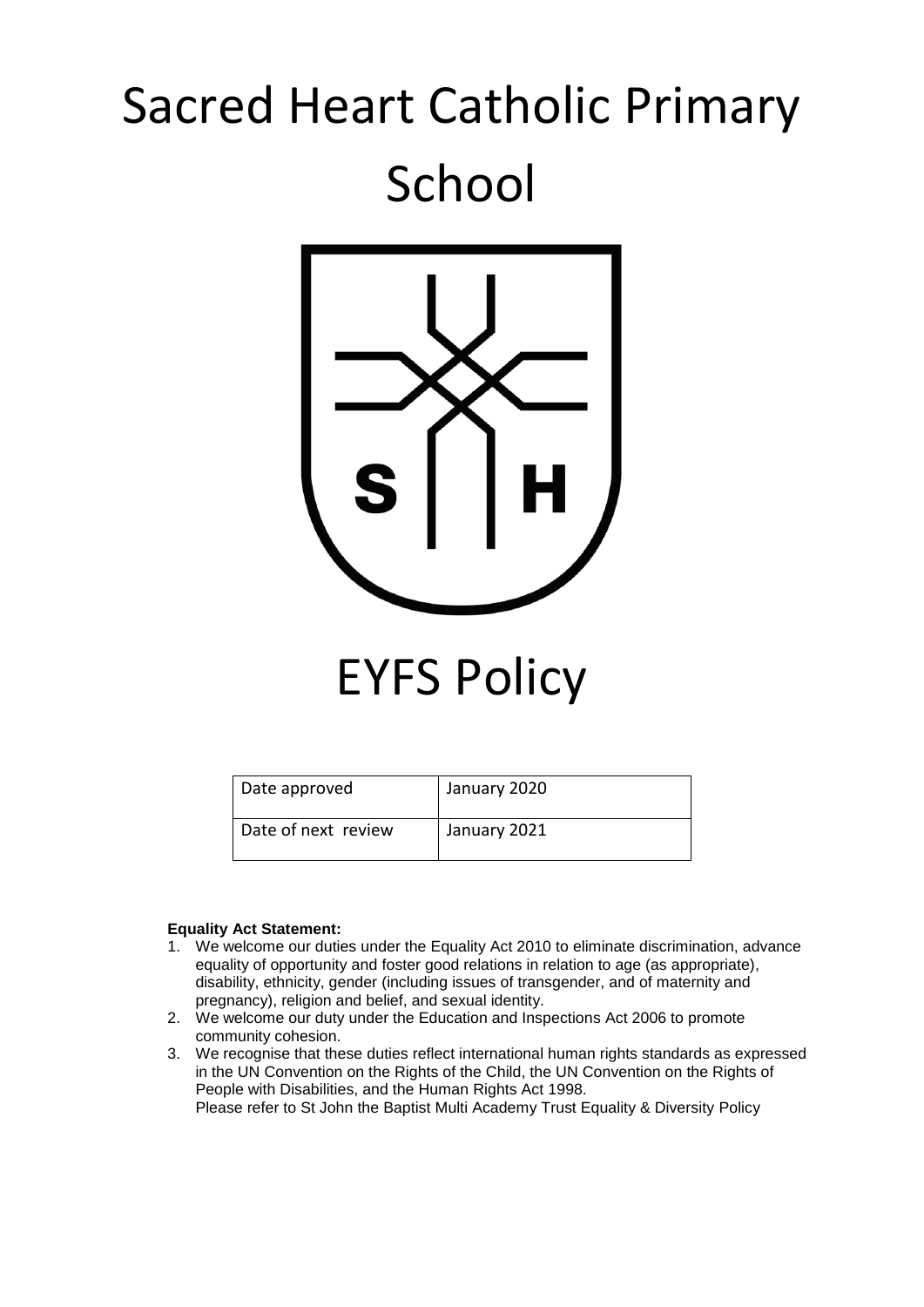# Sacred Heart Catholic Primary School

# EYFS Policy

| Date approved | January 2020 |
| --- | --- |
| Date of next review | January 2021 |

**Equality Act Statement:**

1. We welcome our duties under the Equality Act 2010 to eliminate discrimination, advance equality of opportunity and foster good relations in relation to age (as appropriate), disability, ethnicity, gender (including issues of transgender, and of maternity and pregnancy), religion and belief, and sexual identity.
2. We welcome our duty under the Education and Inspections Act 2006 to promote community cohesion.
3. We recognise that these duties reflect international human rights standards as expressed in the UN Convention on the Rights of the Child, the UN Convention on the Rights of People with Disabilities, and the Human Rights Act 1998.
   Please refer to St John the Baptist Multi Academy Trust Equality & Diversity Policy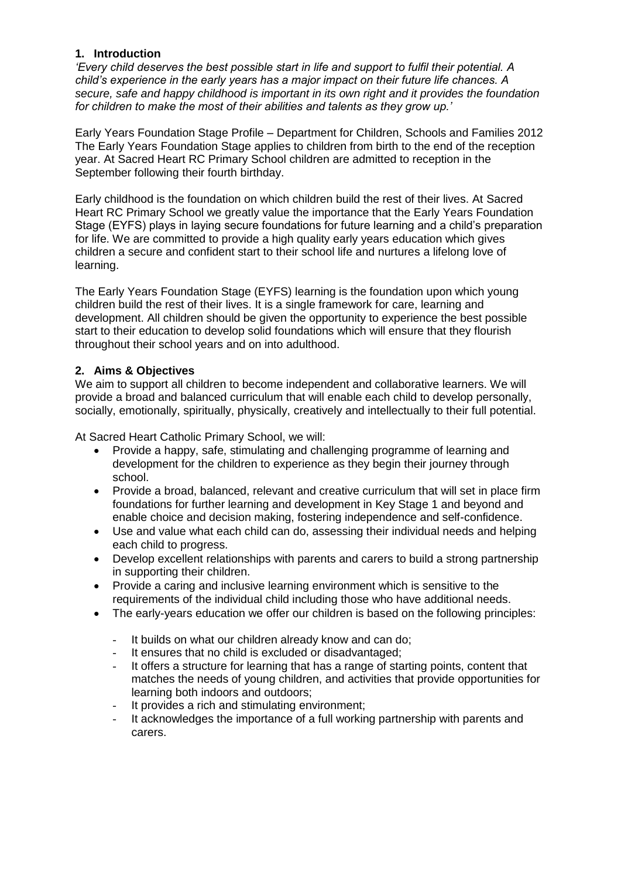## 1. Introduction

*'Every child deserves the best possible start in life and support to fulfil their potential. A child's experience in the early years has a major impact on their future life chances. A secure, safe and happy childhood is important in its own right and it provides the foundation for children to make the most of their abilities and talents as they grow up.'*

Early Years Foundation Stage Profile – Department for Children, Schools and Families 2012
The Early Years Foundation Stage applies to children from birth to the end of the reception year. At Sacred Heart RC Primary School children are admitted to reception in the September following their fourth birthday.

Early childhood is the foundation on which children build the rest of their lives. At Sacred Heart RC Primary School we greatly value the importance that the Early Years Foundation Stage (EYFS) plays in laying secure foundations for future learning and a child's preparation for life. We are committed to provide a high quality early years education which gives children a secure and confident start to their school life and nurtures a lifelong love of learning.

The Early Years Foundation Stage (EYFS) learning is the foundation upon which young children build the rest of their lives. It is a single framework for care, learning and development. All children should be given the opportunity to experience the best possible start to their education to develop solid foundations which will ensure that they flourish throughout their school years and on into adulthood.

## 2. Aims & Objectives

We aim to support all children to become independent and collaborative learners. We will provide a broad and balanced curriculum that will enable each child to develop personally, socially, emotionally, spiritually, physically, creatively and intellectually to their full potential.

At Sacred Heart Catholic Primary School, we will:

- Provide a happy, safe, stimulating and challenging programme of learning and development for the children to experience as they begin their journey through school.
- Provide a broad, balanced, relevant and creative curriculum that will set in place firm foundations for further learning and development in Key Stage 1 and beyond and enable choice and decision making, fostering independence and self-confidence.
- Use and value what each child can do, assessing their individual needs and helping each child to progress.
- Develop excellent relationships with parents and carers to build a strong partnership in supporting their children.
- Provide a caring and inclusive learning environment which is sensitive to the requirements of the individual child including those who have additional needs.
- The early-years education we offer our children is based on the following principles:
  - It builds on what our children already know and can do;
  - It ensures that no child is excluded or disadvantaged;
  - It offers a structure for learning that has a range of starting points, content that matches the needs of young children, and activities that provide opportunities for learning both indoors and outdoors;
  - It provides a rich and stimulating environment;
  - It acknowledges the importance of a full working partnership with parents and carers.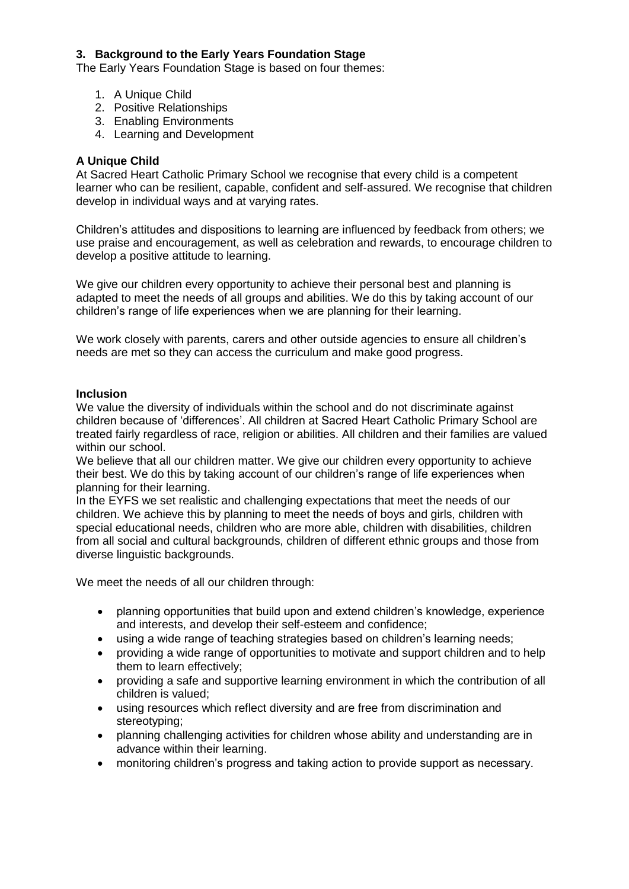## 3. Background to the Early Years Foundation Stage

The Early Years Foundation Stage is based on four themes:

1. A Unique Child
2. Positive Relationships
3. Enabling Environments
4. Learning and Development

**A Unique Child**

At Sacred Heart Catholic Primary School we recognise that every child is a competent learner who can be resilient, capable, confident and self-assured. We recognise that children develop in individual ways and at varying rates.

Children's attitudes and dispositions to learning are influenced by feedback from others; we use praise and encouragement, as well as celebration and rewards, to encourage children to develop a positive attitude to learning.

We give our children every opportunity to achieve their personal best and planning is adapted to meet the needs of all groups and abilities. We do this by taking account of our children's range of life experiences when we are planning for their learning.

We work closely with parents, carers and other outside agencies to ensure all children's needs are met so they can access the curriculum and make good progress.

**Inclusion**

We value the diversity of individuals within the school and do not discriminate against children because of 'differences'. All children at Sacred Heart Catholic Primary School are treated fairly regardless of race, religion or abilities. All children and their families are valued within our school.

We believe that all our children matter. We give our children every opportunity to achieve their best. We do this by taking account of our children's range of life experiences when planning for their learning.

In the EYFS we set realistic and challenging expectations that meet the needs of our children. We achieve this by planning to meet the needs of boys and girls, children with special educational needs, children who are more able, children with disabilities, children from all social and cultural backgrounds, children of different ethnic groups and those from diverse linguistic backgrounds.

We meet the needs of all our children through:

- planning opportunities that build upon and extend children's knowledge, experience and interests, and develop their self-esteem and confidence;
- using a wide range of teaching strategies based on children's learning needs;
- providing a wide range of opportunities to motivate and support children and to help them to learn effectively;
- providing a safe and supportive learning environment in which the contribution of all children is valued;
- using resources which reflect diversity and are free from discrimination and stereotyping;
- planning challenging activities for children whose ability and understanding are in advance within their learning.
- monitoring children's progress and taking action to provide support as necessary.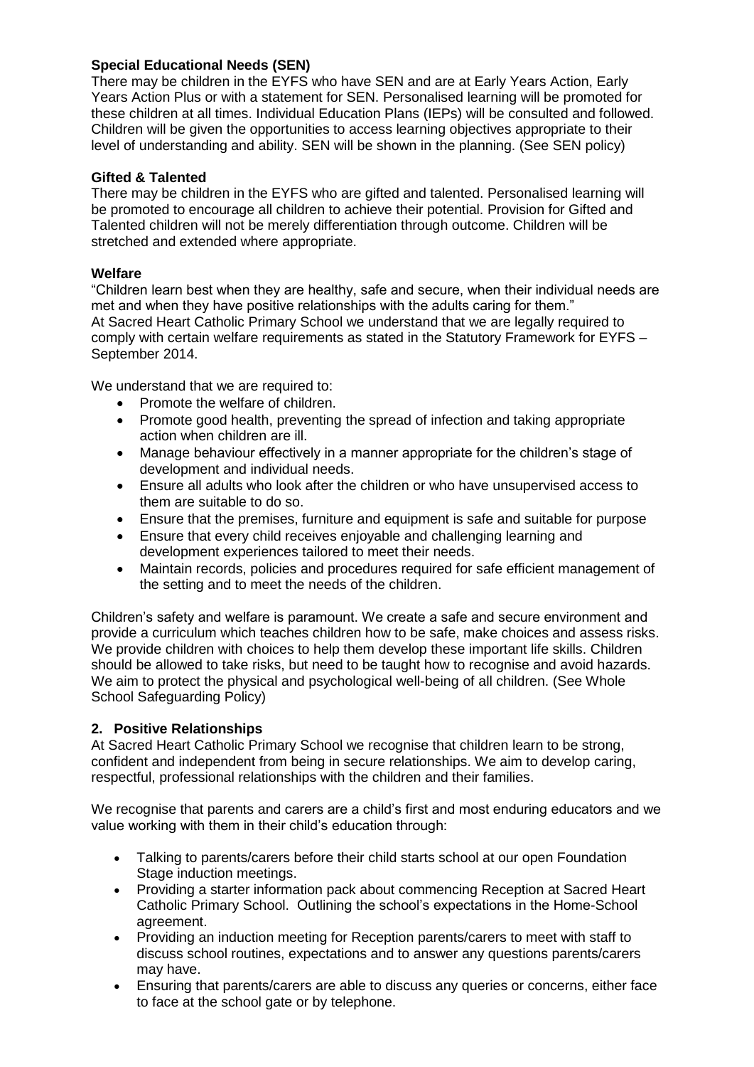### Special Educational Needs (SEN)

There may be children in the EYFS who have SEN and are at Early Years Action, Early Years Action Plus or with a statement for SEN. Personalised learning will be promoted for these children at all times. Individual Education Plans (IEPs) will be consulted and followed. Children will be given the opportunities to access learning objectives appropriate to their level of understanding and ability. SEN will be shown in the planning. (See SEN policy)

### Gifted & Talented

There may be children in the EYFS who are gifted and talented. Personalised learning will be promoted to encourage all children to achieve their potential. Provision for Gifted and Talented children will not be merely differentiation through outcome. Children will be stretched and extended where appropriate.

### Welfare

"Children learn best when they are healthy, safe and secure, when their individual needs are met and when they have positive relationships with the adults caring for them."
At Sacred Heart Catholic Primary School we understand that we are legally required to comply with certain welfare requirements as stated in the Statutory Framework for EYFS – September 2014.

We understand that we are required to:

- Promote the welfare of children.
- Promote good health, preventing the spread of infection and taking appropriate action when children are ill.
- Manage behaviour effectively in a manner appropriate for the children's stage of development and individual needs.
- Ensure all adults who look after the children or who have unsupervised access to them are suitable to do so.
- Ensure that the premises, furniture and equipment is safe and suitable for purpose
- Ensure that every child receives enjoyable and challenging learning and development experiences tailored to meet their needs.
- Maintain records, policies and procedures required for safe efficient management of the setting and to meet the needs of the children.

Children's safety and welfare is paramount. We create a safe and secure environment and provide a curriculum which teaches children how to be safe, make choices and assess risks. We provide children with choices to help them develop these important life skills. Children should be allowed to take risks, but need to be taught how to recognise and avoid hazards. We aim to protect the physical and psychological well-being of all children. (See Whole School Safeguarding Policy)

### 2. Positive Relationships

At Sacred Heart Catholic Primary School we recognise that children learn to be strong, confident and independent from being in secure relationships. We aim to develop caring, respectful, professional relationships with the children and their families.

We recognise that parents and carers are a child's first and most enduring educators and we value working with them in their child's education through:

- Talking to parents/carers before their child starts school at our open Foundation Stage induction meetings.
- Providing a starter information pack about commencing Reception at Sacred Heart Catholic Primary School. Outlining the school's expectations in the Home-School agreement.
- Providing an induction meeting for Reception parents/carers to meet with staff to discuss school routines, expectations and to answer any questions parents/carers may have.
- Ensuring that parents/carers are able to discuss any queries or concerns, either face to face at the school gate or by telephone.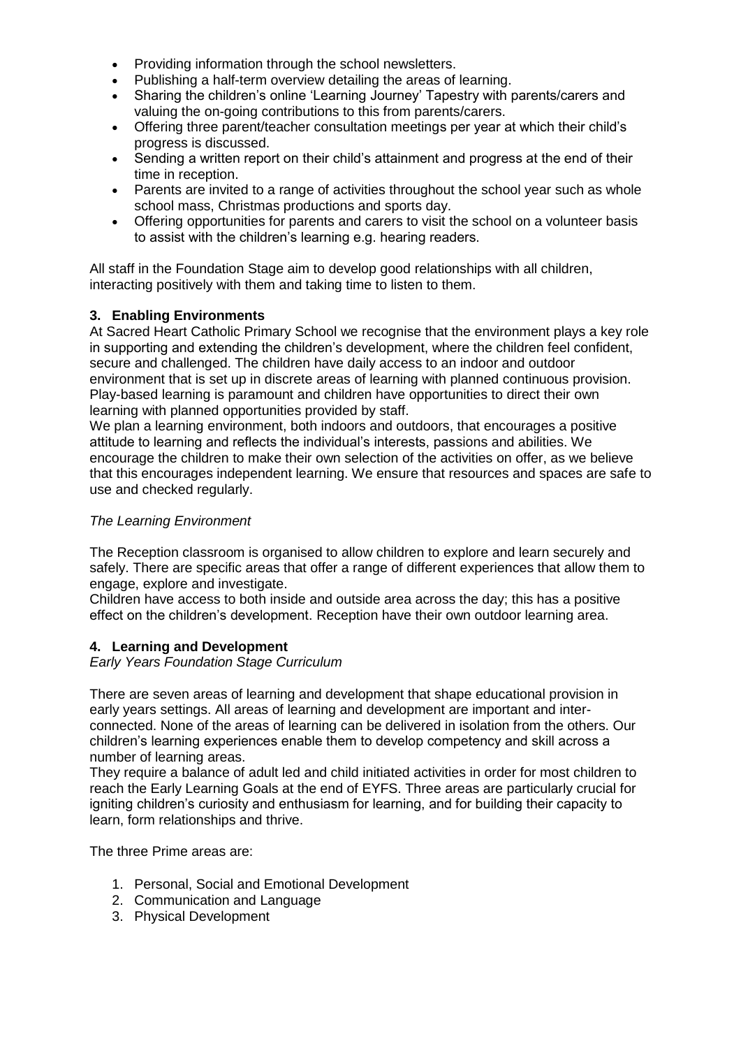- Providing information through the school newsletters.
- Publishing a half-term overview detailing the areas of learning.
- Sharing the children's online 'Learning Journey' Tapestry with parents/carers and valuing the on-going contributions to this from parents/carers.
- Offering three parent/teacher consultation meetings per year at which their child's progress is discussed.
- Sending a written report on their child's attainment and progress at the end of their time in reception.
- Parents are invited to a range of activities throughout the school year such as whole school mass, Christmas productions and sports day.
- Offering opportunities for parents and carers to visit the school on a volunteer basis to assist with the children's learning e.g. hearing readers.

All staff in the Foundation Stage aim to develop good relationships with all children, interacting positively with them and taking time to listen to them.

### 3. Enabling Environments

At Sacred Heart Catholic Primary School we recognise that the environment plays a key role in supporting and extending the children's development, where the children feel confident, secure and challenged. The children have daily access to an indoor and outdoor environment that is set up in discrete areas of learning with planned continuous provision. Play-based learning is paramount and children have opportunities to direct their own learning with planned opportunities provided by staff.

We plan a learning environment, both indoors and outdoors, that encourages a positive attitude to learning and reflects the individual's interests, passions and abilities. We encourage the children to make their own selection of the activities on offer, as we believe that this encourages independent learning. We ensure that resources and spaces are safe to use and checked regularly.

*The Learning Environment*

The Reception classroom is organised to allow children to explore and learn securely and safely. There are specific areas that offer a range of different experiences that allow them to engage, explore and investigate.

Children have access to both inside and outside area across the day; this has a positive effect on the children's development. Reception have their own outdoor learning area.

### 4. Learning and Development

*Early Years Foundation Stage Curriculum*

There are seven areas of learning and development that shape educational provision in early years settings. All areas of learning and development are important and inter-connected. None of the areas of learning can be delivered in isolation from the others. Our children's learning experiences enable them to develop competency and skill across a number of learning areas.

They require a balance of adult led and child initiated activities in order for most children to reach the Early Learning Goals at the end of EYFS. Three areas are particularly crucial for igniting children's curiosity and enthusiasm for learning, and for building their capacity to learn, form relationships and thrive.

The three Prime areas are:

1. Personal, Social and Emotional Development
2. Communication and Language
3. Physical Development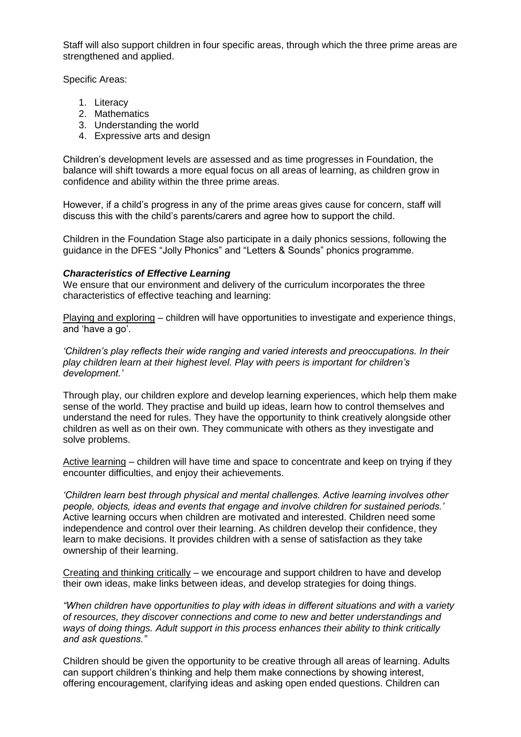Staff will also support children in four specific areas, through which the three prime areas are strengthened and applied.

Specific Areas:

1. Literacy
2. Mathematics
3. Understanding the world
4. Expressive arts and design

Children's development levels are assessed and as time progresses in Foundation, the balance will shift towards a more equal focus on all areas of learning, as children grow in confidence and ability within the three prime areas.

However, if a child's progress in any of the prime areas gives cause for concern, staff will discuss this with the child's parents/carers and agree how to support the child.

Children in the Foundation Stage also participate in a daily phonics sessions, following the guidance in the DFES "Jolly Phonics" and "Letters & Sounds" phonics programme.

***Characteristics of Effective Learning***

We ensure that our environment and delivery of the curriculum incorporates the three characteristics of effective teaching and learning:

<u>Playing and exploring</u> – children will have opportunities to investigate and experience things, and 'have a go'.

*'Children's play reflects their wide ranging and varied interests and preoccupations. In their play children learn at their highest level. Play with peers is important for children's development.'*

Through play, our children explore and develop learning experiences, which help them make sense of the world. They practise and build up ideas, learn how to control themselves and understand the need for rules. They have the opportunity to think creatively alongside other children as well as on their own. They communicate with others as they investigate and solve problems.

<u>Active learning</u> – children will have time and space to concentrate and keep on trying if they encounter difficulties, and enjoy their achievements.

*'Children learn best through physical and mental challenges. Active learning involves other people, objects, ideas and events that engage and involve children for sustained periods.'*
Active learning occurs when children are motivated and interested. Children need some independence and control over their learning. As children develop their confidence, they learn to make decisions. It provides children with a sense of satisfaction as they take ownership of their learning.

<u>Creating and thinking critically</u> – we encourage and support children to have and develop their own ideas, make links between ideas, and develop strategies for doing things.

*"When children have opportunities to play with ideas in different situations and with a variety of resources, they discover connections and come to new and better understandings and ways of doing things. Adult support in this process enhances their ability to think critically and ask questions."*

Children should be given the opportunity to be creative through all areas of learning. Adults can support children's thinking and help them make connections by showing interest, offering encouragement, clarifying ideas and asking open ended questions. Children can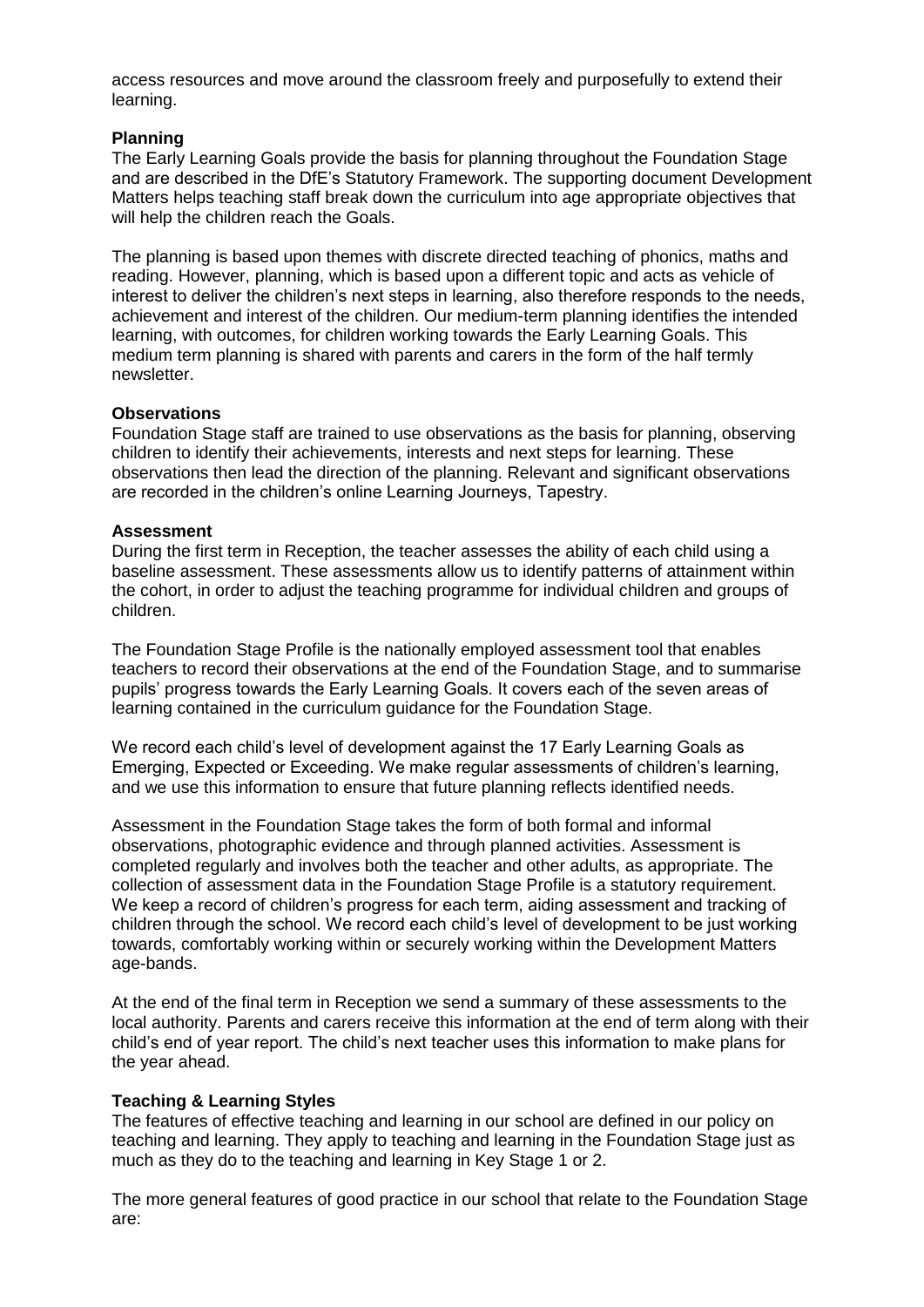access resources and move around the classroom freely and purposefully to extend their learning.

**Planning**

The Early Learning Goals provide the basis for planning throughout the Foundation Stage and are described in the DfE's Statutory Framework. The supporting document Development Matters helps teaching staff break down the curriculum into age appropriate objectives that will help the children reach the Goals.

The planning is based upon themes with discrete directed teaching of phonics, maths and reading. However, planning, which is based upon a different topic and acts as vehicle of interest to deliver the children's next steps in learning, also therefore responds to the needs, achievement and interest of the children. Our medium-term planning identifies the intended learning, with outcomes, for children working towards the Early Learning Goals. This medium term planning is shared with parents and carers in the form of the half termly newsletter.

**Observations**

Foundation Stage staff are trained to use observations as the basis for planning, observing children to identify their achievements, interests and next steps for learning. These observations then lead the direction of the planning. Relevant and significant observations are recorded in the children's online Learning Journeys, Tapestry.

**Assessment**

During the first term in Reception, the teacher assesses the ability of each child using a baseline assessment. These assessments allow us to identify patterns of attainment within the cohort, in order to adjust the teaching programme for individual children and groups of children.

The Foundation Stage Profile is the nationally employed assessment tool that enables teachers to record their observations at the end of the Foundation Stage, and to summarise pupils' progress towards the Early Learning Goals. It covers each of the seven areas of learning contained in the curriculum guidance for the Foundation Stage.

We record each child's level of development against the 17 Early Learning Goals as Emerging, Expected or Exceeding. We make regular assessments of children's learning, and we use this information to ensure that future planning reflects identified needs.

Assessment in the Foundation Stage takes the form of both formal and informal observations, photographic evidence and through planned activities. Assessment is completed regularly and involves both the teacher and other adults, as appropriate. The collection of assessment data in the Foundation Stage Profile is a statutory requirement. We keep a record of children's progress for each term, aiding assessment and tracking of children through the school. We record each child's level of development to be just working towards, comfortably working within or securely working within the Development Matters age-bands.

At the end of the final term in Reception we send a summary of these assessments to the local authority. Parents and carers receive this information at the end of term along with their child's end of year report. The child's next teacher uses this information to make plans for the year ahead.

**Teaching & Learning Styles**

The features of effective teaching and learning in our school are defined in our policy on teaching and learning. They apply to teaching and learning in the Foundation Stage just as much as they do to the teaching and learning in Key Stage 1 or 2.

The more general features of good practice in our school that relate to the Foundation Stage are: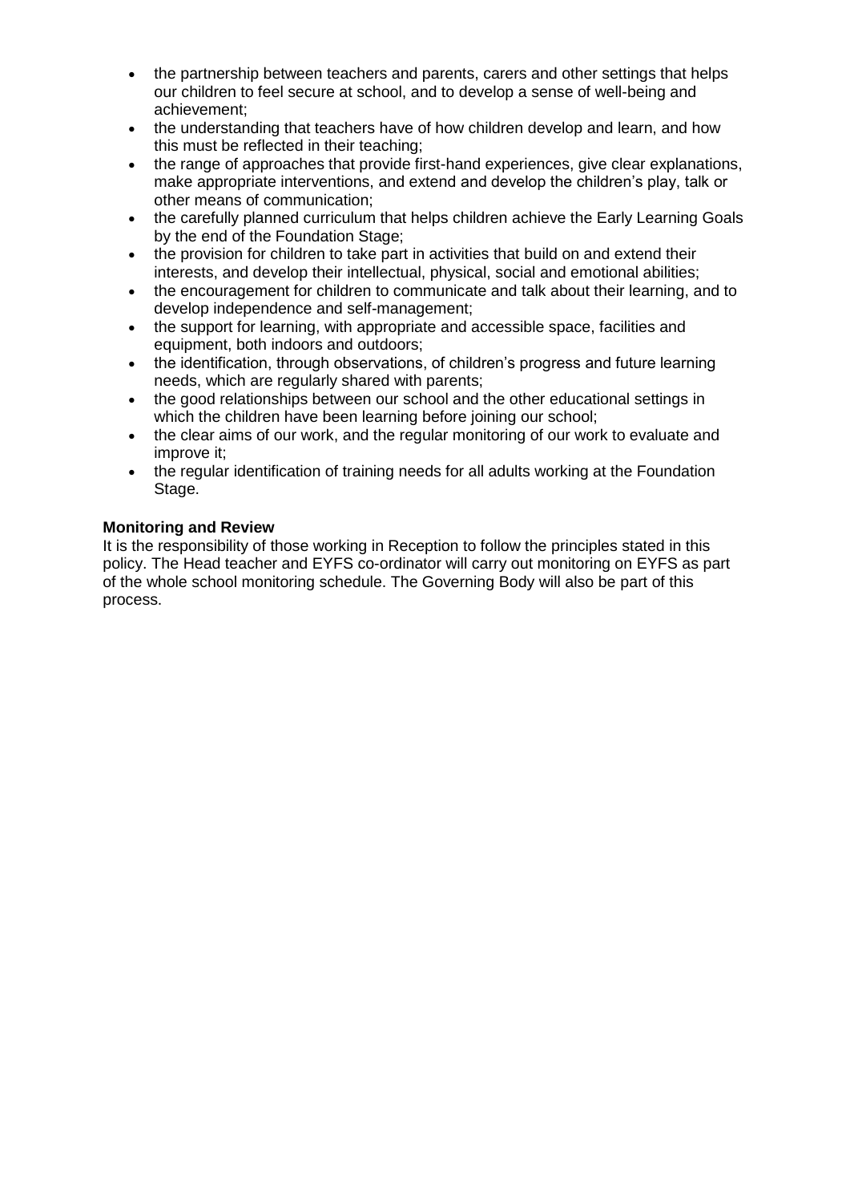- the partnership between teachers and parents, carers and other settings that helps our children to feel secure at school, and to develop a sense of well-being and achievement;
- the understanding that teachers have of how children develop and learn, and how this must be reflected in their teaching;
- the range of approaches that provide first-hand experiences, give clear explanations, make appropriate interventions, and extend and develop the children's play, talk or other means of communication;
- the carefully planned curriculum that helps children achieve the Early Learning Goals by the end of the Foundation Stage;
- the provision for children to take part in activities that build on and extend their interests, and develop their intellectual, physical, social and emotional abilities;
- the encouragement for children to communicate and talk about their learning, and to develop independence and self-management;
- the support for learning, with appropriate and accessible space, facilities and equipment, both indoors and outdoors;
- the identification, through observations, of children's progress and future learning needs, which are regularly shared with parents;
- the good relationships between our school and the other educational settings in which the children have been learning before joining our school;
- the clear aims of our work, and the regular monitoring of our work to evaluate and improve it;
- the regular identification of training needs for all adults working at the Foundation Stage.

**Monitoring and Review**

It is the responsibility of those working in Reception to follow the principles stated in this policy. The Head teacher and EYFS co-ordinator will carry out monitoring on EYFS as part of the whole school monitoring schedule. The Governing Body will also be part of this process.